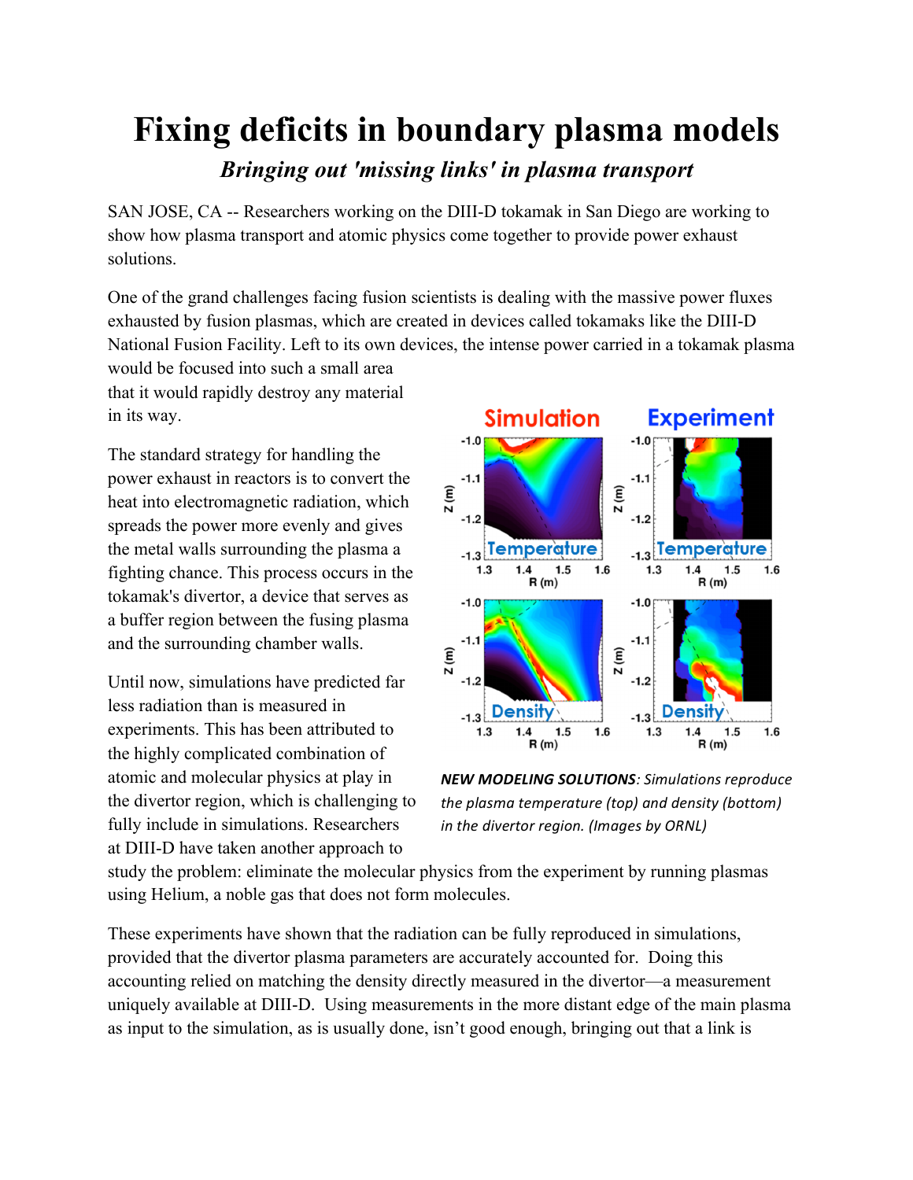# Fixing deficits in boundary plasma models

***Bringing out 'missing links' in plasma transport***

SAN JOSE, CA -- Researchers working on the DIII-D tokamak in San Diego are working to show how plasma transport and atomic physics come together to provide power exhaust solutions.

One of the grand challenges facing fusion scientists is dealing with the massive power fluxes exhausted by fusion plasmas, which are created in devices called tokamaks like the DIII-D National Fusion Facility. Left to its own devices, the intense power carried in a tokamak plasma would be focused into such a small area that it would rapidly destroy any material in its way.

The standard strategy for handling the power exhaust in reactors is to convert the heat into electromagnetic radiation, which spreads the power more evenly and gives the metal walls surrounding the plasma a fighting chance. This process occurs in the tokamak's divertor, a device that serves as a buffer region between the fusing plasma and the surrounding chamber walls.

Until now, simulations have predicted far less radiation than is measured in experiments. This has been attributed to the highly complicated combination of atomic and molecular physics at play in the divertor region, which is challenging to fully include in simulations. Researchers at DIII-D have taken another approach to study the problem: eliminate the molecular physics from the experiment by running plasmas using Helium, a noble gas that does not form molecules.

***NEW MODELING SOLUTIONS**: Simulations reproduce the plasma temperature (top) and density (bottom) in the divertor region. (Images by ORNL)*

These experiments have shown that the radiation can be fully reproduced in simulations, provided that the divertor plasma parameters are accurately accounted for. Doing this accounting relied on matching the density directly measured in the divertor—a measurement uniquely available at DIII-D. Using measurements in the more distant edge of the main plasma as input to the simulation, as is usually done, isn't good enough, bringing out that a link is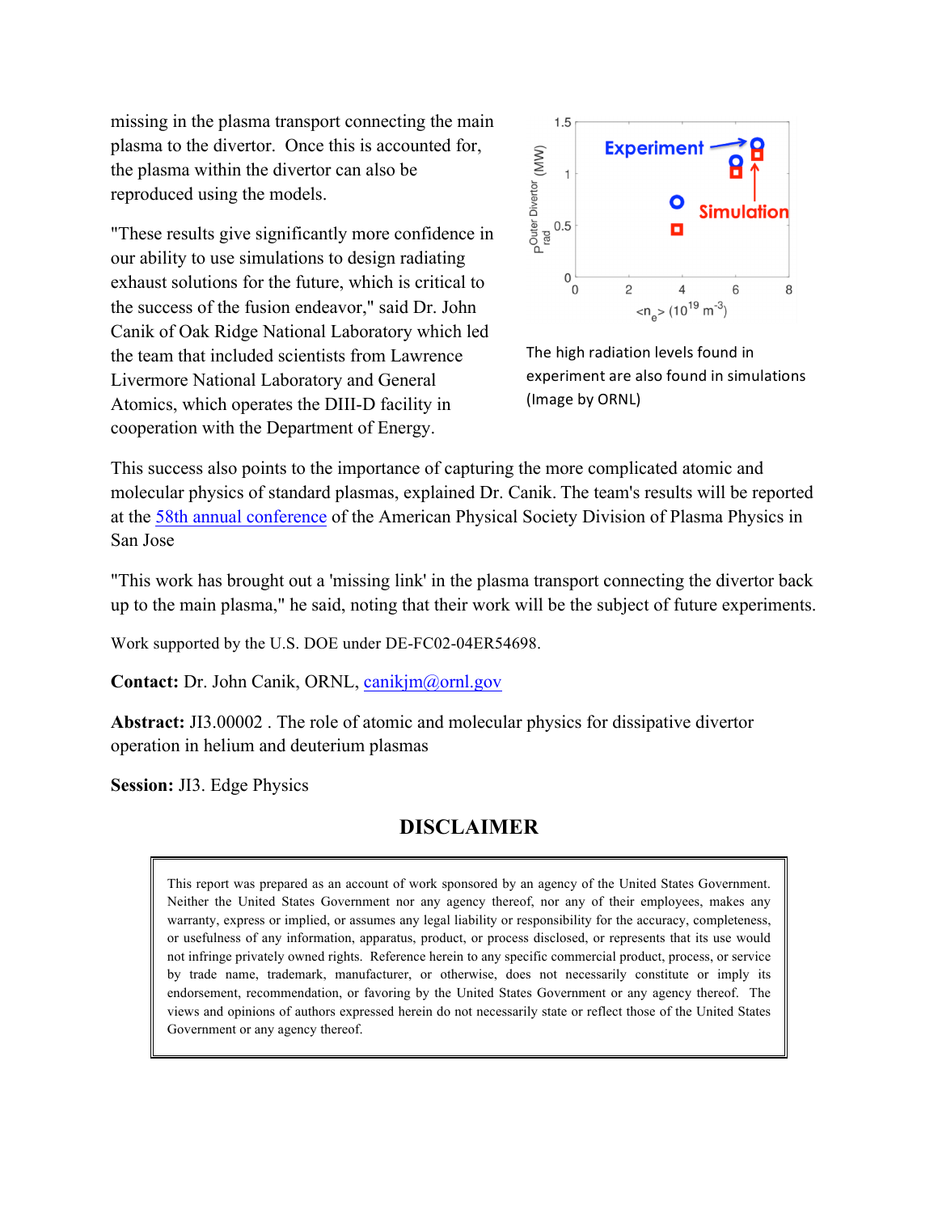missing in the plasma transport connecting the main plasma to the divertor. Once this is accounted for, the plasma within the divertor can also be reproduced using the models.

"These results give significantly more confidence in our ability to use simulations to design radiating exhaust solutions for the future, which is critical to the success of the fusion endeavor," said Dr. John Canik of Oak Ridge National Laboratory which led the team that included scientists from Lawrence Livermore National Laboratory and General Atomics, which operates the DIII-D facility in cooperation with the Department of Energy.

1.5

1

0.5

0

$P_{rad}^{Outer\ Divertor}$ (MW)

0 2 4 6 8

$\langle n_e \rangle$ ($10^{19}$ m$^{-3}$)

Experiment

Simulation

The high radiation levels found in experiment are also found in simulations (Image by ORNL)

This success also points to the importance of capturing the more complicated atomic and molecular physics of standard plasmas, explained Dr. Canik. The team's results will be reported at the 58th annual conference of the American Physical Society Division of Plasma Physics in San Jose

"This work has brought out a 'missing link' in the plasma transport connecting the divertor back up to the main plasma," he said, noting that their work will be the subject of future experiments.

Work supported by the U.S. DOE under DE-FC02-04ER54698.

**Contact:** Dr. John Canik, ORNL, canikjm@ornl.gov

**Abstract:** JI3.00002 . The role of atomic and molecular physics for dissipative divertor operation in helium and deuterium plasmas

**Session:** JI3. Edge Physics

## DISCLAIMER

This report was prepared as an account of work sponsored by an agency of the United States Government. Neither the United States Government nor any agency thereof, nor any of their employees, makes any warranty, express or implied, or assumes any legal liability or responsibility for the accuracy, completeness, or usefulness of any information, apparatus, product, or process disclosed, or represents that its use would not infringe privately owned rights. Reference herein to any specific commercial product, process, or service by trade name, trademark, manufacturer, or otherwise, does not necessarily constitute or imply its endorsement, recommendation, or favoring by the United States Government or any agency thereof. The views and opinions of authors expressed herein do not necessarily state or reflect those of the United States Government or any agency thereof.